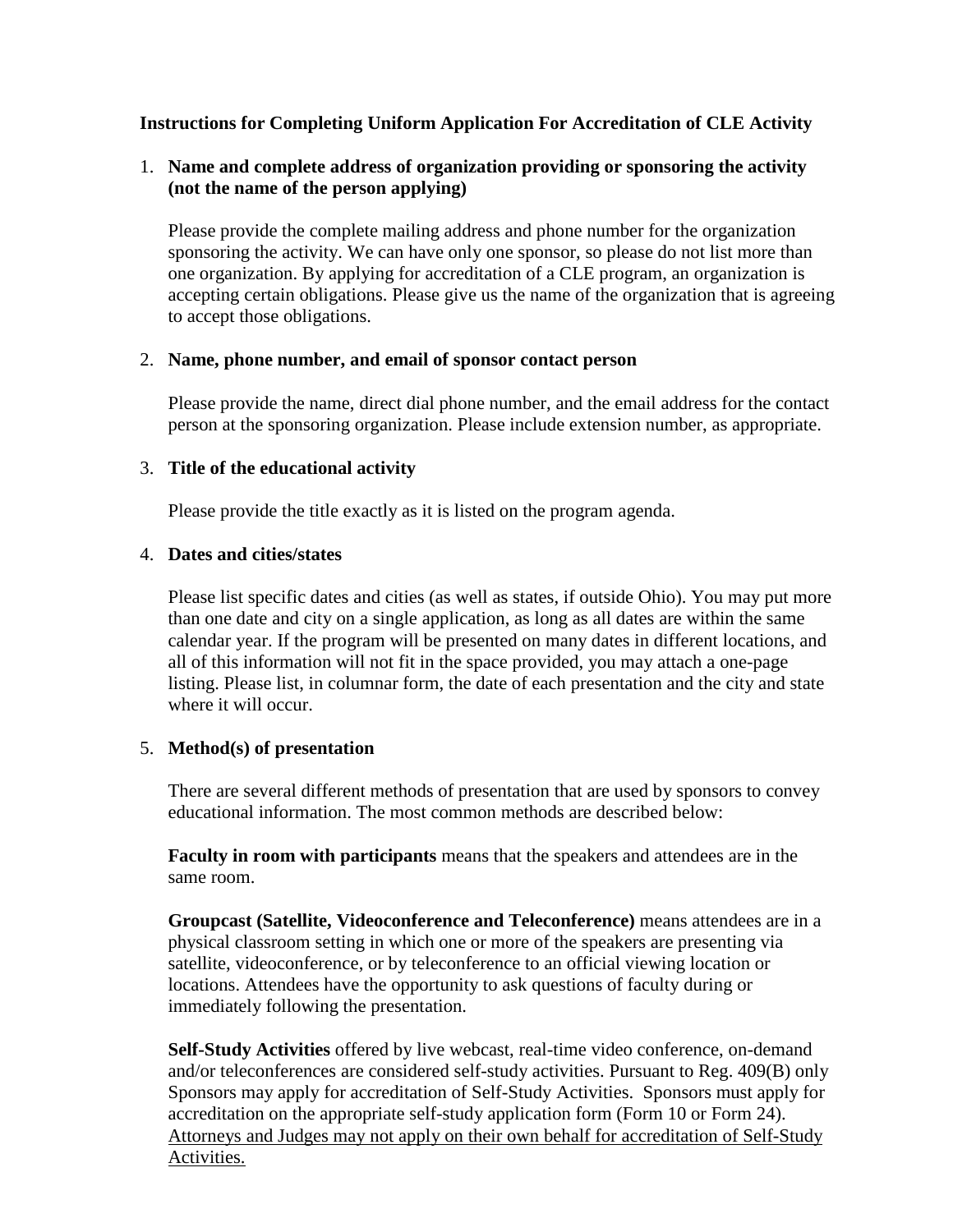**Instructions for Completing Uniform Application For Accreditation of CLE Activity**

1. **Name and complete address of organization providing or sponsoring the activity (not the name of the person applying)**

   Please provide the complete mailing address and phone number for the organization sponsoring the activity. We can have only one sponsor, so please do not list more than one organization. By applying for accreditation of a CLE program, an organization is accepting certain obligations. Please give us the name of the organization that is agreeing to accept those obligations.

2. **Name, phone number, and email of sponsor contact person**

   Please provide the name, direct dial phone number, and the email address for the contact person at the sponsoring organization. Please include extension number, as appropriate.

3. **Title of the educational activity**

   Please provide the title exactly as it is listed on the program agenda.

4. **Dates and cities/states**

   Please list specific dates and cities (as well as states, if outside Ohio). You may put more than one date and city on a single application, as long as all dates are within the same calendar year. If the program will be presented on many dates in different locations, and all of this information will not fit in the space provided, you may attach a one-page listing. Please list, in columnar form, the date of each presentation and the city and state where it will occur.

5. **Method(s) of presentation**

   There are several different methods of presentation that are used by sponsors to convey educational information. The most common methods are described below:

   **Faculty in room with participants** means that the speakers and attendees are in the same room.

   **Groupcast (Satellite, Videoconference and Teleconference)** means attendees are in a physical classroom setting in which one or more of the speakers are presenting via satellite, videoconference, or by teleconference to an official viewing location or locations. Attendees have the opportunity to ask questions of faculty during or immediately following the presentation.

   **Self-Study Activities** offered by live webcast, real-time video conference, on-demand and/or teleconferences are considered self-study activities. Pursuant to Reg. 409(B) only Sponsors may apply for accreditation of Self-Study Activities. Sponsors must apply for accreditation on the appropriate self-study application form (Form 10 or Form 24). <u>Attorneys and Judges may not apply on their own behalf for accreditation of Self-Study Activities.</u>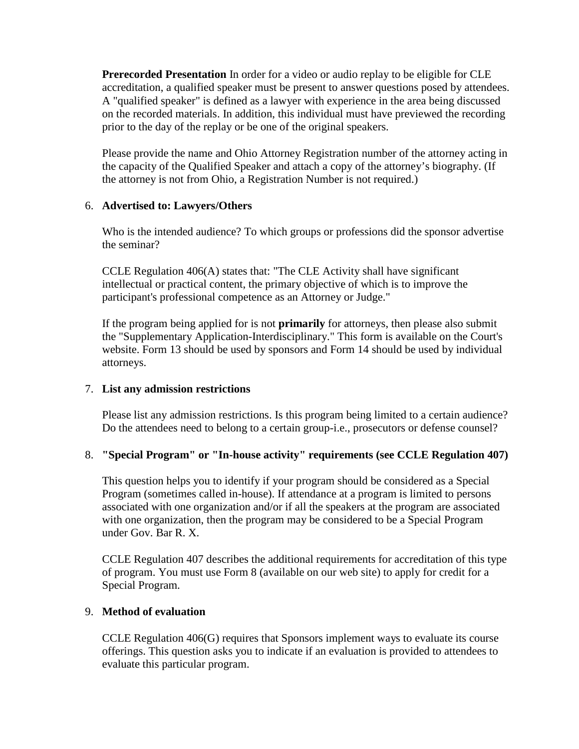**Prerecorded Presentation** In order for a video or audio replay to be eligible for CLE accreditation, a qualified speaker must be present to answer questions posed by attendees. A "qualified speaker" is defined as a lawyer with experience in the area being discussed on the recorded materials. In addition, this individual must have previewed the recording prior to the day of the replay or be one of the original speakers.

Please provide the name and Ohio Attorney Registration number of the attorney acting in the capacity of the Qualified Speaker and attach a copy of the attorney's biography. (If the attorney is not from Ohio, a Registration Number is not required.)

6. **Advertised to: Lawyers/Others**

   Who is the intended audience? To which groups or professions did the sponsor advertise the seminar?

   CCLE Regulation 406(A) states that: "The CLE Activity shall have significant intellectual or practical content, the primary objective of which is to improve the participant's professional competence as an Attorney or Judge."

   If the program being applied for is not **primarily** for attorneys, then please also submit the "Supplementary Application-Interdisciplinary." This form is available on the Court's website. Form 13 should be used by sponsors and Form 14 should be used by individual attorneys.

7. **List any admission restrictions**

   Please list any admission restrictions. Is this program being limited to a certain audience? Do the attendees need to belong to a certain group-i.e., prosecutors or defense counsel?

8. **"Special Program" or "In-house activity" requirements (see CCLE Regulation 407)**

   This question helps you to identify if your program should be considered as a Special Program (sometimes called in-house). If attendance at a program is limited to persons associated with one organization and/or if all the speakers at the program are associated with one organization, then the program may be considered to be a Special Program under Gov. Bar R. X.

   CCLE Regulation 407 describes the additional requirements for accreditation of this type of program. You must use Form 8 (available on our web site) to apply for credit for a Special Program.

9. **Method of evaluation**

   CCLE Regulation 406(G) requires that Sponsors implement ways to evaluate its course offerings. This question asks you to indicate if an evaluation is provided to attendees to evaluate this particular program.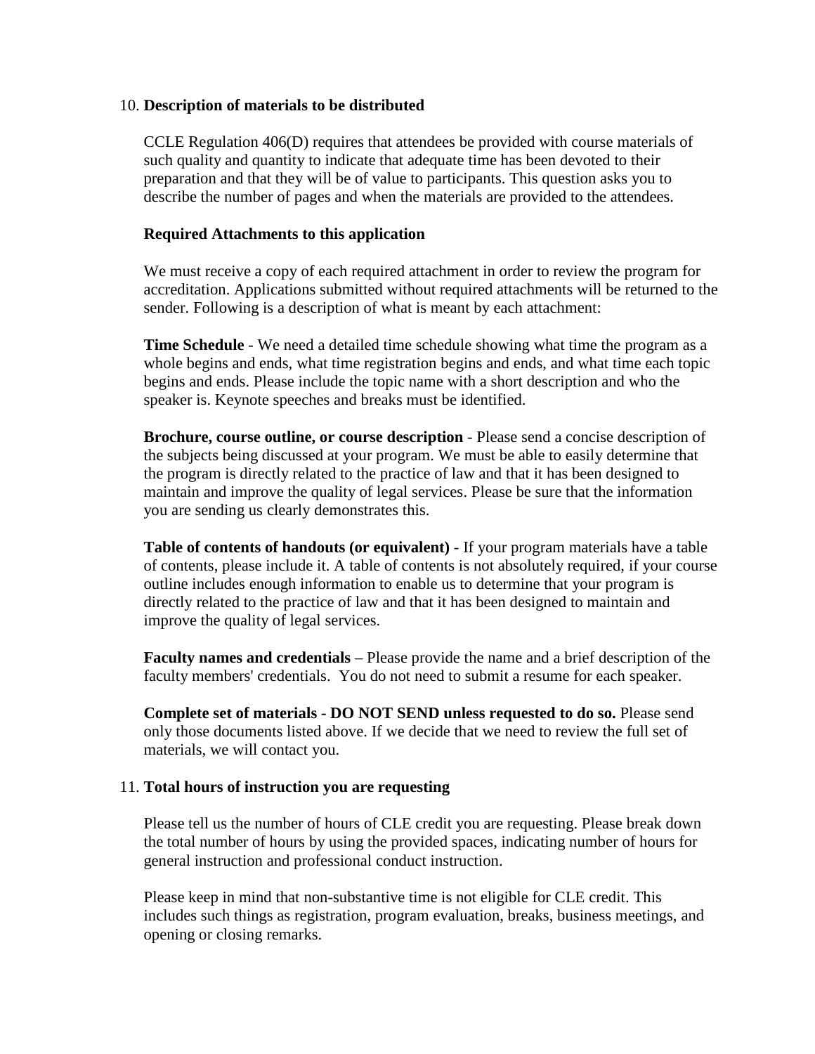10. **Description of materials to be distributed**

    CCLE Regulation 406(D) requires that attendees be provided with course materials of such quality and quantity to indicate that adequate time has been devoted to their preparation and that they will be of value to participants. This question asks you to describe the number of pages and when the materials are provided to the attendees.

    **Required Attachments to this application**

    We must receive a copy of each required attachment in order to review the program for accreditation. Applications submitted without required attachments will be returned to the sender. Following is a description of what is meant by each attachment:

    **Time Schedule** - We need a detailed time schedule showing what time the program as a whole begins and ends, what time registration begins and ends, and what time each topic begins and ends. Please include the topic name with a short description and who the speaker is. Keynote speeches and breaks must be identified.

    **Brochure, course outline, or course description** - Please send a concise description of the subjects being discussed at your program. We must be able to easily determine that the program is directly related to the practice of law and that it has been designed to maintain and improve the quality of legal services. Please be sure that the information you are sending us clearly demonstrates this.

    **Table of contents of handouts (or equivalent)** - If your program materials have a table of contents, please include it. A table of contents is not absolutely required, if your course outline includes enough information to enable us to determine that your program is directly related to the practice of law and that it has been designed to maintain and improve the quality of legal services.

    **Faculty names and credentials** – Please provide the name and a brief description of the faculty members' credentials. You do not need to submit a resume for each speaker.

    **Complete set of materials - DO NOT SEND unless requested to do so.** Please send only those documents listed above. If we decide that we need to review the full set of materials, we will contact you.

11. **Total hours of instruction you are requesting**

    Please tell us the number of hours of CLE credit you are requesting. Please break down the total number of hours by using the provided spaces, indicating number of hours for general instruction and professional conduct instruction.

    Please keep in mind that non-substantive time is not eligible for CLE credit. This includes such things as registration, program evaluation, breaks, business meetings, and opening or closing remarks.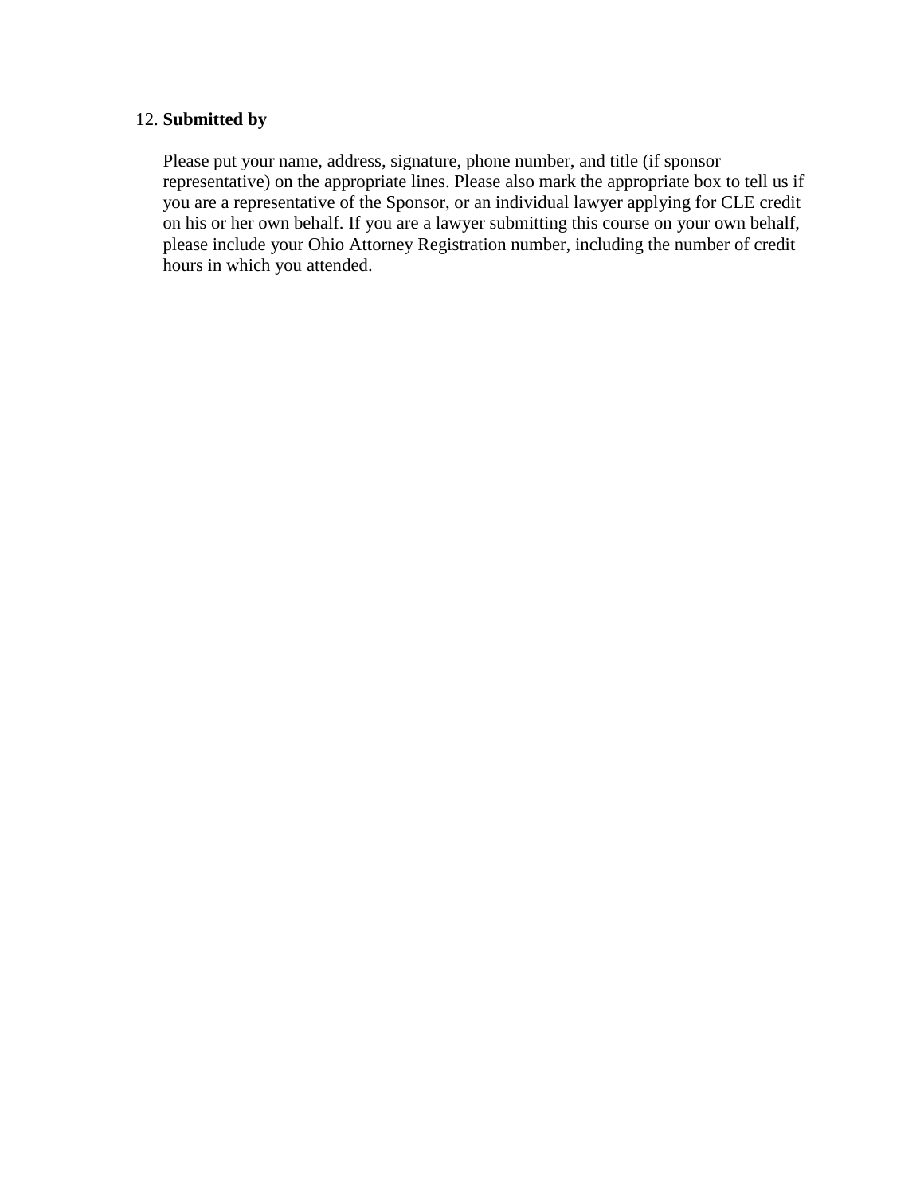12. **Submitted by**

    Please put your name, address, signature, phone number, and title (if sponsor representative) on the appropriate lines. Please also mark the appropriate box to tell us if you are a representative of the Sponsor, or an individual lawyer applying for CLE credit on his or her own behalf. If you are a lawyer submitting this course on your own behalf, please include your Ohio Attorney Registration number, including the number of credit hours in which you attended.